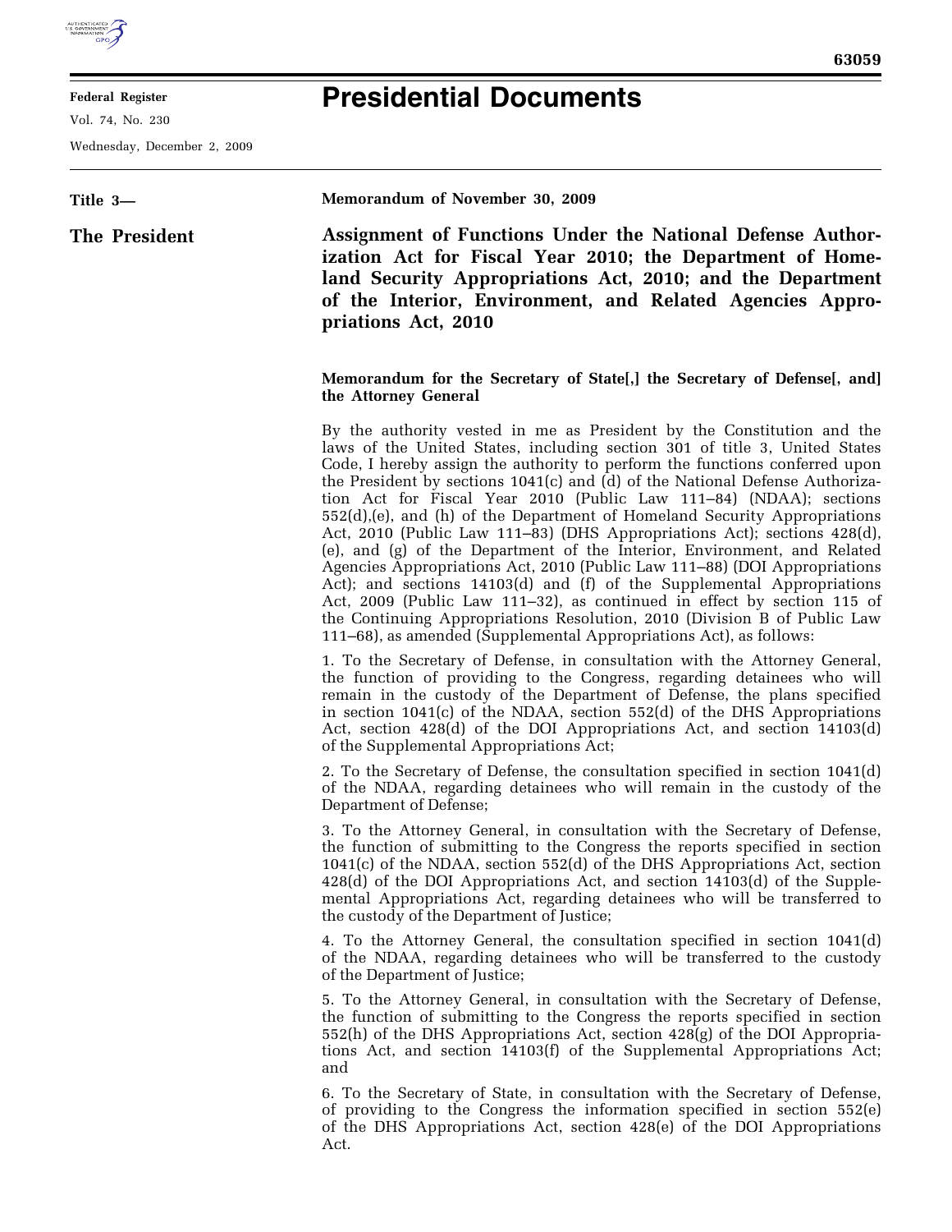# Presidential Documents

**Title 3—**

**The President**

**Memorandum of November 30, 2009**

## Assignment of Functions Under the National Defense Authorization Act for Fiscal Year 2010; the Department of Homeland Security Appropriations Act, 2010; and the Department of the Interior, Environment, and Related Agencies Appropriations Act, 2010

**Memorandum for the Secretary of State[,] the Secretary of Defense[, and] the Attorney General**

By the authority vested in me as President by the Constitution and the laws of the United States, including section 301 of title 3, United States Code, I hereby assign the authority to perform the functions conferred upon the President by sections 1041(c) and (d) of the National Defense Authorization Act for Fiscal Year 2010 (Public Law 111–84) (NDAA); sections 552(d),(e), and (h) of the Department of Homeland Security Appropriations Act, 2010 (Public Law 111–83) (DHS Appropriations Act); sections 428(d), (e), and (g) of the Department of the Interior, Environment, and Related Agencies Appropriations Act, 2010 (Public Law 111–88) (DOI Appropriations Act); and sections 14103(d) and (f) of the Supplemental Appropriations Act, 2009 (Public Law 111–32), as continued in effect by section 115 of the Continuing Appropriations Resolution, 2010 (Division B of Public Law 111–68), as amended (Supplemental Appropriations Act), as follows:

1. To the Secretary of Defense, in consultation with the Attorney General, the function of providing to the Congress, regarding detainees who will remain in the custody of the Department of Defense, the plans specified in section 1041(c) of the NDAA, section 552(d) of the DHS Appropriations Act, section 428(d) of the DOI Appropriations Act, and section 14103(d) of the Supplemental Appropriations Act;

2. To the Secretary of Defense, the consultation specified in section 1041(d) of the NDAA, regarding detainees who will remain in the custody of the Department of Defense;

3. To the Attorney General, in consultation with the Secretary of Defense, the function of submitting to the Congress the reports specified in section 1041(c) of the NDAA, section 552(d) of the DHS Appropriations Act, section 428(d) of the DOI Appropriations Act, and section 14103(d) of the Supplemental Appropriations Act, regarding detainees who will be transferred to the custody of the Department of Justice;

4. To the Attorney General, the consultation specified in section 1041(d) of the NDAA, regarding detainees who will be transferred to the custody of the Department of Justice;

5. To the Attorney General, in consultation with the Secretary of Defense, the function of submitting to the Congress the reports specified in section 552(h) of the DHS Appropriations Act, section 428(g) of the DOI Appropriations Act, and section 14103(f) of the Supplemental Appropriations Act; and

6. To the Secretary of State, in consultation with the Secretary of Defense, of providing to the Congress the information specified in section 552(e) of the DHS Appropriations Act, section 428(e) of the DOI Appropriations Act.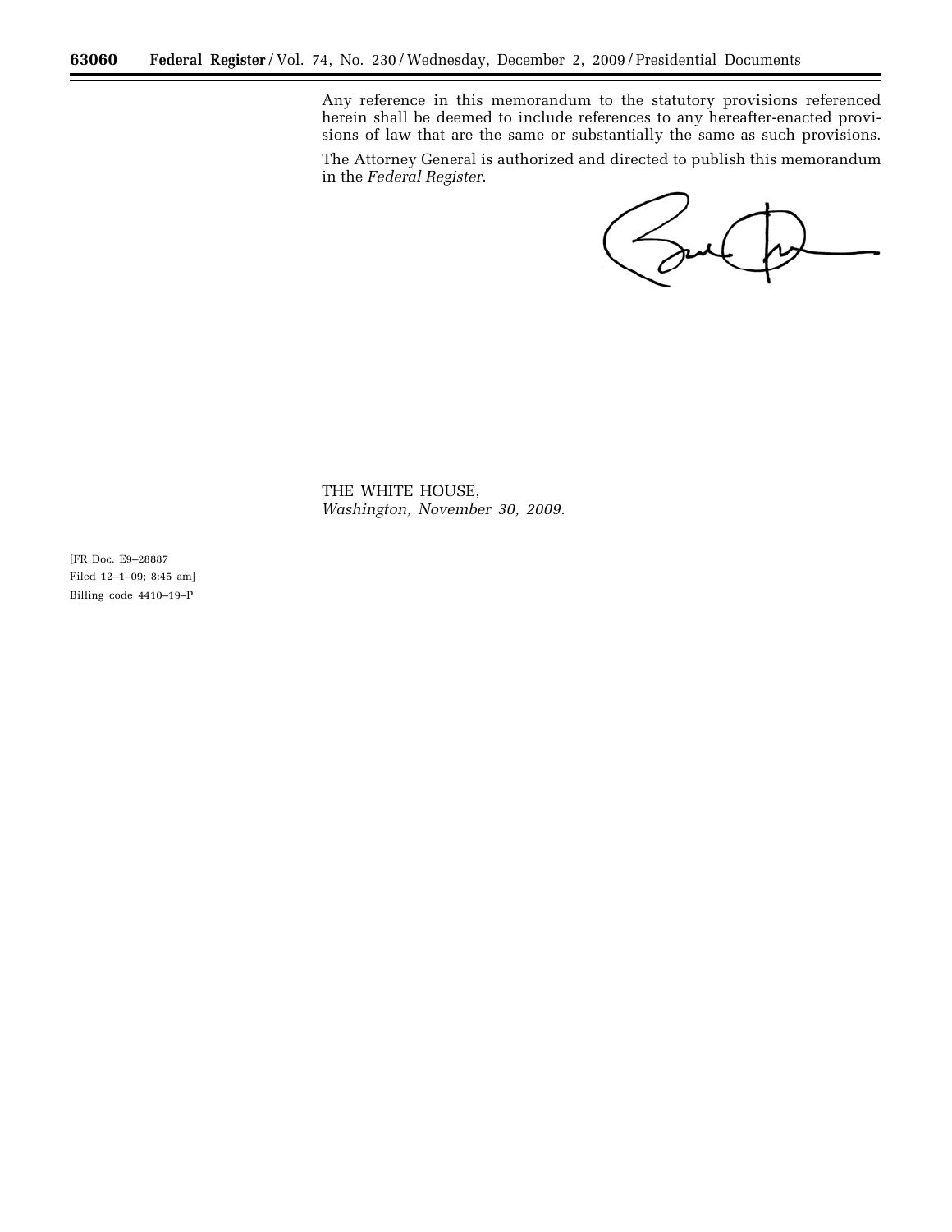Any reference in this memorandum to the statutory provisions referenced herein shall be deemed to include references to any hereafter-enacted provisions of law that are the same or substantially the same as such provisions.

The Attorney General is authorized and directed to publish this memorandum in the *Federal Register*.

THE WHITE HOUSE,
*Washington, November 30, 2009.*

[FR Doc. E9–28887
Filed 12–1–09; 8:45 am]
Billing code 4410–19–P